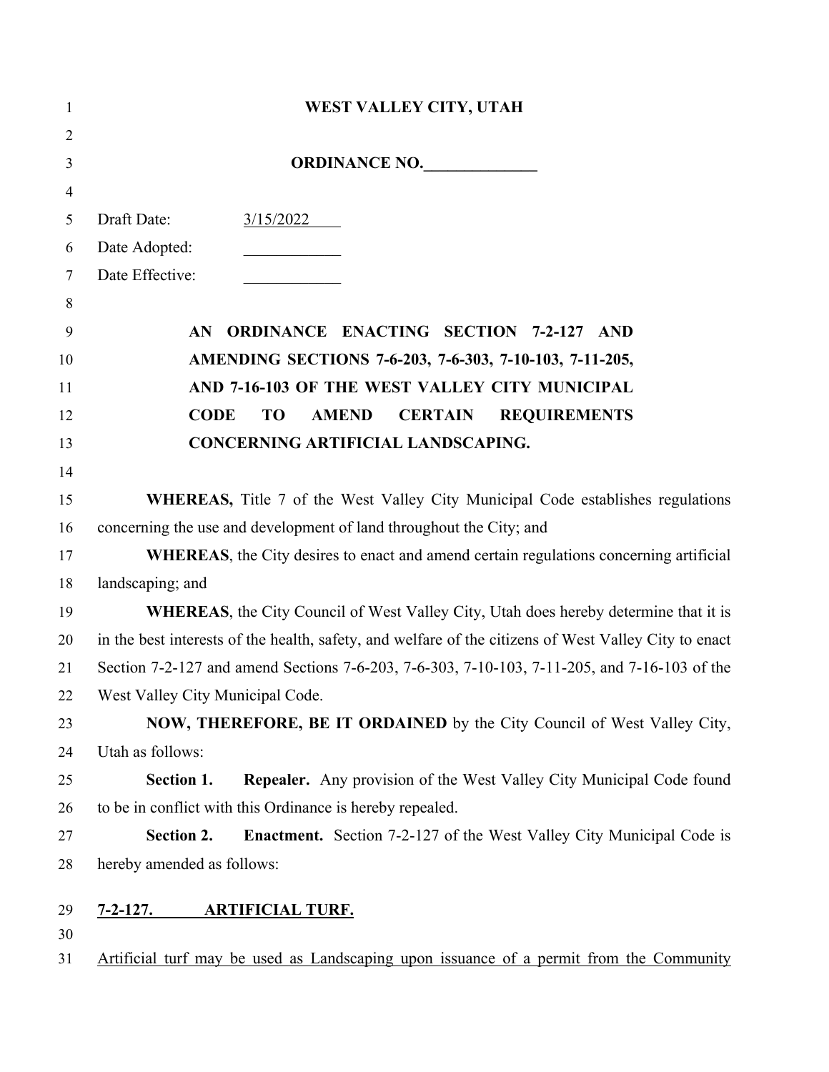**WEST VALLEY CITY, UTAH**

**ORDINANCE NO.______________**

Draft Date: 3/15/2022

Date Adopted: ____________

Date Effective: ____________

**AN ORDINANCE ENACTING SECTION 7-2-127 AND AMENDING SECTIONS 7-6-203, 7-6-303, 7-10-103, 7-11-205, AND 7-16-103 OF THE WEST VALLEY CITY MUNICIPAL CODE TO AMEND CERTAIN REQUIREMENTS CONCERNING ARTIFICIAL LANDSCAPING.**

**WHEREAS,** Title 7 of the West Valley City Municipal Code establishes regulations concerning the use and development of land throughout the City; and

**WHEREAS**, the City desires to enact and amend certain regulations concerning artificial landscaping; and

**WHEREAS**, the City Council of West Valley City, Utah does hereby determine that it is in the best interests of the health, safety, and welfare of the citizens of West Valley City to enact Section 7-2-127 and amend Sections 7-6-203, 7-6-303, 7-10-103, 7-11-205, and 7-16-103 of the West Valley City Municipal Code.

**NOW, THEREFORE, BE IT ORDAINED** by the City Council of West Valley City, Utah as follows:

**Section 1. Repealer.** Any provision of the West Valley City Municipal Code found to be in conflict with this Ordinance is hereby repealed.

**Section 2. Enactment.** Section 7-2-127 of the West Valley City Municipal Code is hereby amended as follows:

**7-2-127. ARTIFICIAL TURF.**

Artificial turf may be used as Landscaping upon issuance of a permit from the Community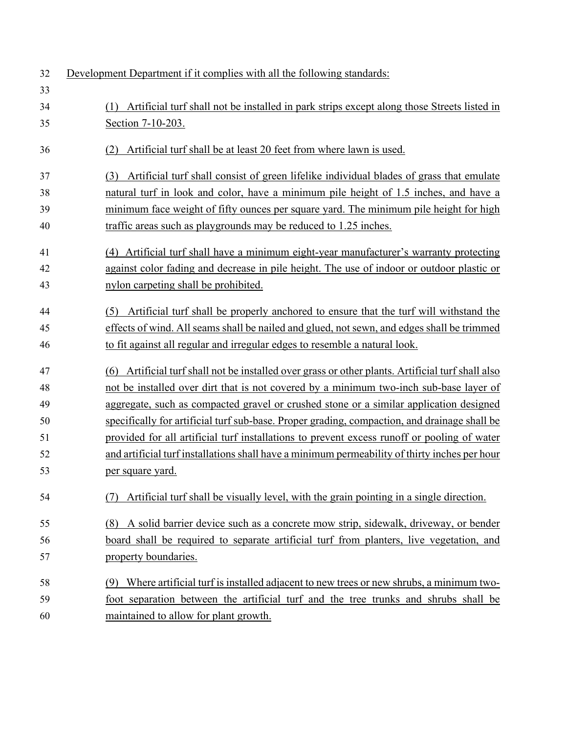Development Department if it complies with all the following standards:

(1) Artificial turf shall not be installed in park strips except along those Streets listed in Section 7-10-203.

(2) Artificial turf shall be at least 20 feet from where lawn is used.

(3) Artificial turf shall consist of green lifelike individual blades of grass that emulate natural turf in look and color, have a minimum pile height of 1.5 inches, and have a minimum face weight of fifty ounces per square yard. The minimum pile height for high traffic areas such as playgrounds may be reduced to 1.25 inches.

(4) Artificial turf shall have a minimum eight-year manufacturer's warranty protecting against color fading and decrease in pile height. The use of indoor or outdoor plastic or nylon carpeting shall be prohibited.

(5) Artificial turf shall be properly anchored to ensure that the turf will withstand the effects of wind. All seams shall be nailed and glued, not sewn, and edges shall be trimmed to fit against all regular and irregular edges to resemble a natural look.

(6) Artificial turf shall not be installed over grass or other plants. Artificial turf shall also not be installed over dirt that is not covered by a minimum two-inch sub-base layer of aggregate, such as compacted gravel or crushed stone or a similar application designed specifically for artificial turf sub-base. Proper grading, compaction, and drainage shall be provided for all artificial turf installations to prevent excess runoff or pooling of water and artificial turf installations shall have a minimum permeability of thirty inches per hour per square yard.

(7) Artificial turf shall be visually level, with the grain pointing in a single direction.

(8) A solid barrier device such as a concrete mow strip, sidewalk, driveway, or bender board shall be required to separate artificial turf from planters, live vegetation, and property boundaries.

(9) Where artificial turf is installed adjacent to new trees or new shrubs, a minimum two-foot separation between the artificial turf and the tree trunks and shrubs shall be maintained to allow for plant growth.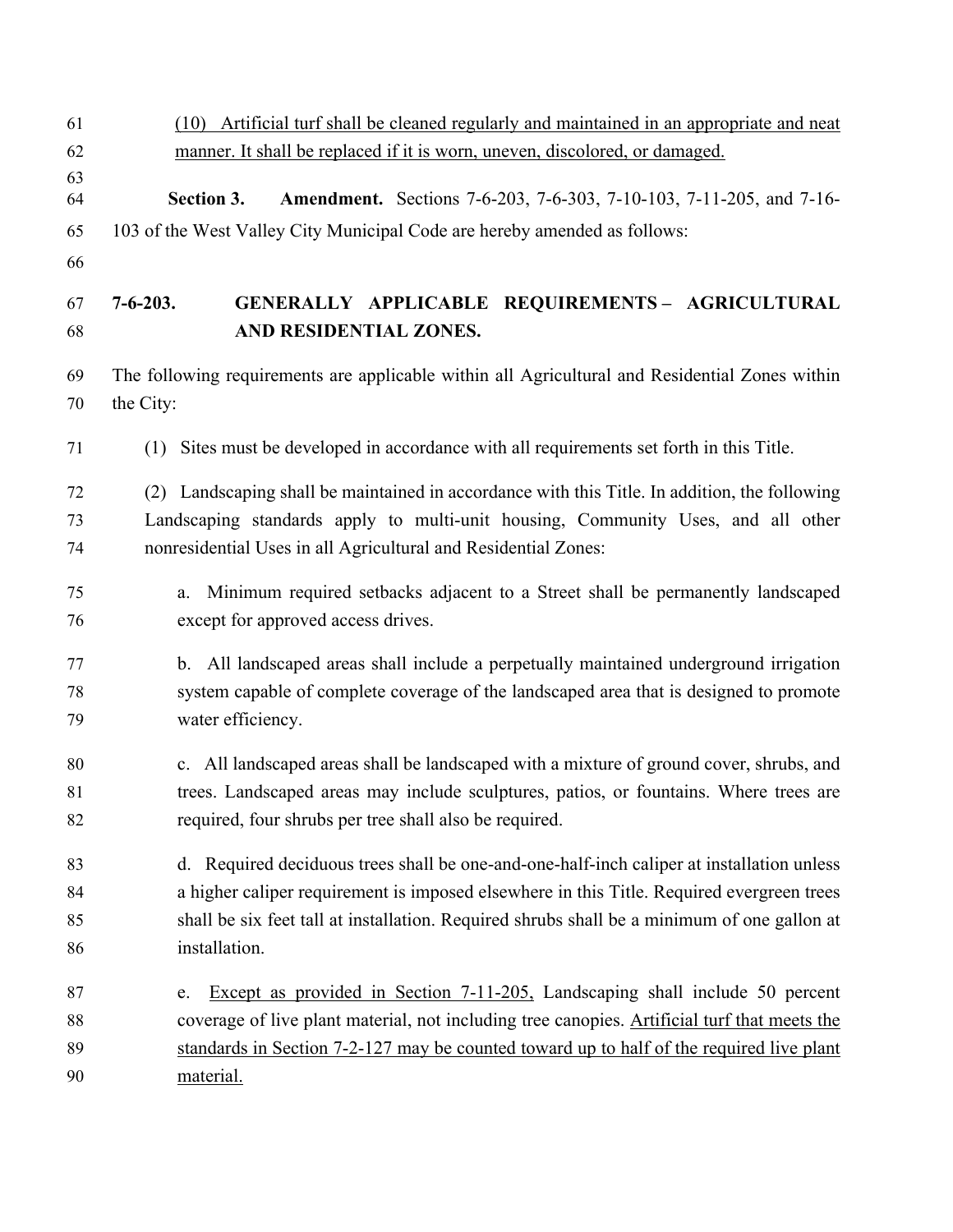(10) Artificial turf shall be cleaned regularly and maintained in an appropriate and neat manner. It shall be replaced if it is worn, uneven, discolored, or damaged.

**Section 3. Amendment.** Sections 7-6-203, 7-6-303, 7-10-103, 7-11-205, and 7-16-103 of the West Valley City Municipal Code are hereby amended as follows:

**7-6-203. GENERALLY APPLICABLE REQUIREMENTS – AGRICULTURAL AND RESIDENTIAL ZONES.**

The following requirements are applicable within all Agricultural and Residential Zones within the City:

(1) Sites must be developed in accordance with all requirements set forth in this Title.

(2) Landscaping shall be maintained in accordance with this Title. In addition, the following Landscaping standards apply to multi-unit housing, Community Uses, and all other nonresidential Uses in all Agricultural and Residential Zones:

a. Minimum required setbacks adjacent to a Street shall be permanently landscaped except for approved access drives.

b. All landscaped areas shall include a perpetually maintained underground irrigation system capable of complete coverage of the landscaped area that is designed to promote water efficiency.

c. All landscaped areas shall be landscaped with a mixture of ground cover, shrubs, and trees. Landscaped areas may include sculptures, patios, or fountains. Where trees are required, four shrubs per tree shall also be required.

d. Required deciduous trees shall be one-and-one-half-inch caliper at installation unless a higher caliper requirement is imposed elsewhere in this Title. Required evergreen trees shall be six feet tall at installation. Required shrubs shall be a minimum of one gallon at installation.

e. Except as provided in Section 7-11-205, Landscaping shall include 50 percent coverage of live plant material, not including tree canopies. Artificial turf that meets the standards in Section 7-2-127 may be counted toward up to half of the required live plant material.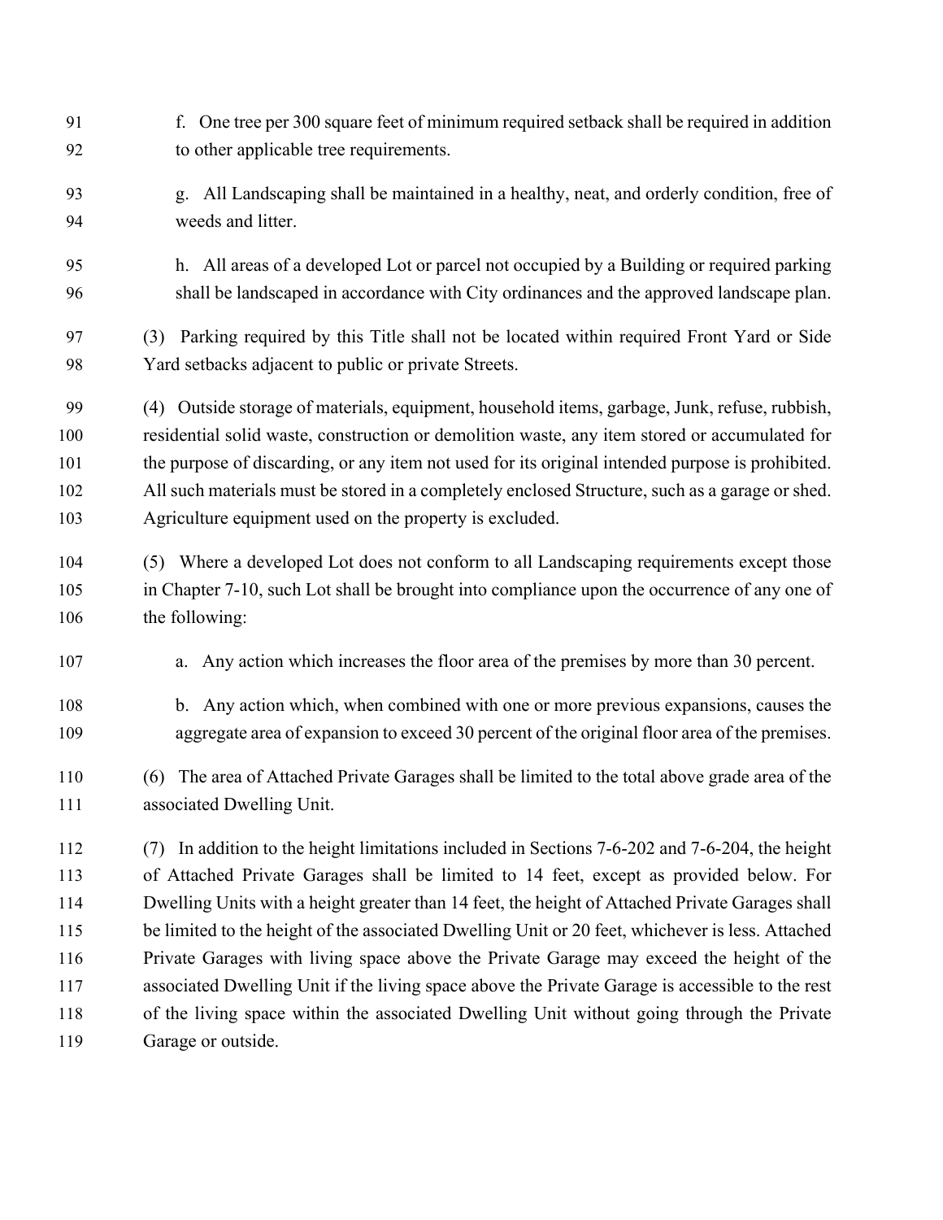f. One tree per 300 square feet of minimum required setback shall be required in addition to other applicable tree requirements.

g. All Landscaping shall be maintained in a healthy, neat, and orderly condition, free of weeds and litter.

h. All areas of a developed Lot or parcel not occupied by a Building or required parking shall be landscaped in accordance with City ordinances and the approved landscape plan.

(3) Parking required by this Title shall not be located within required Front Yard or Side Yard setbacks adjacent to public or private Streets.

(4) Outside storage of materials, equipment, household items, garbage, Junk, refuse, rubbish, residential solid waste, construction or demolition waste, any item stored or accumulated for the purpose of discarding, or any item not used for its original intended purpose is prohibited. All such materials must be stored in a completely enclosed Structure, such as a garage or shed. Agriculture equipment used on the property is excluded.

(5) Where a developed Lot does not conform to all Landscaping requirements except those in Chapter 7-10, such Lot shall be brought into compliance upon the occurrence of any one of the following:

a. Any action which increases the floor area of the premises by more than 30 percent.

b. Any action which, when combined with one or more previous expansions, causes the aggregate area of expansion to exceed 30 percent of the original floor area of the premises.

(6) The area of Attached Private Garages shall be limited to the total above grade area of the associated Dwelling Unit.

(7) In addition to the height limitations included in Sections 7-6-202 and 7-6-204, the height of Attached Private Garages shall be limited to 14 feet, except as provided below. For Dwelling Units with a height greater than 14 feet, the height of Attached Private Garages shall be limited to the height of the associated Dwelling Unit or 20 feet, whichever is less. Attached Private Garages with living space above the Private Garage may exceed the height of the associated Dwelling Unit if the living space above the Private Garage is accessible to the rest of the living space within the associated Dwelling Unit without going through the Private Garage or outside.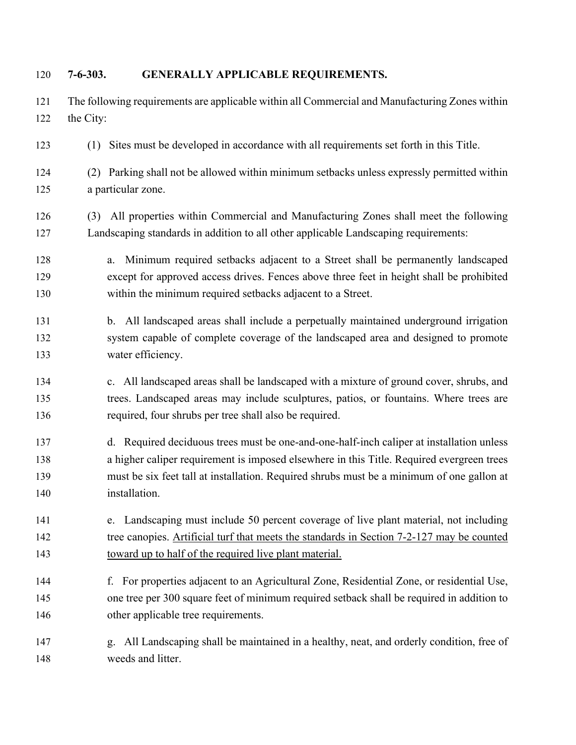### 7-6-303. GENERALLY APPLICABLE REQUIREMENTS.

The following requirements are applicable within all Commercial and Manufacturing Zones within the City:

(1) Sites must be developed in accordance with all requirements set forth in this Title.

(2) Parking shall not be allowed within minimum setbacks unless expressly permitted within a particular zone.

(3) All properties within Commercial and Manufacturing Zones shall meet the following Landscaping standards in addition to all other applicable Landscaping requirements:

a. Minimum required setbacks adjacent to a Street shall be permanently landscaped except for approved access drives. Fences above three feet in height shall be prohibited within the minimum required setbacks adjacent to a Street.

b. All landscaped areas shall include a perpetually maintained underground irrigation system capable of complete coverage of the landscaped area and designed to promote water efficiency.

c. All landscaped areas shall be landscaped with a mixture of ground cover, shrubs, and trees. Landscaped areas may include sculptures, patios, or fountains. Where trees are required, four shrubs per tree shall also be required.

d. Required deciduous trees must be one-and-one-half-inch caliper at installation unless a higher caliper requirement is imposed elsewhere in this Title. Required evergreen trees must be six feet tall at installation. Required shrubs must be a minimum of one gallon at installation.

e. Landscaping must include 50 percent coverage of live plant material, not including tree canopies. <u>Artificial turf that meets the standards in Section 7-2-127 may be counted toward up to half of the required live plant material.</u>

f. For properties adjacent to an Agricultural Zone, Residential Zone, or residential Use, one tree per 300 square feet of minimum required setback shall be required in addition to other applicable tree requirements.

g. All Landscaping shall be maintained in a healthy, neat, and orderly condition, free of weeds and litter.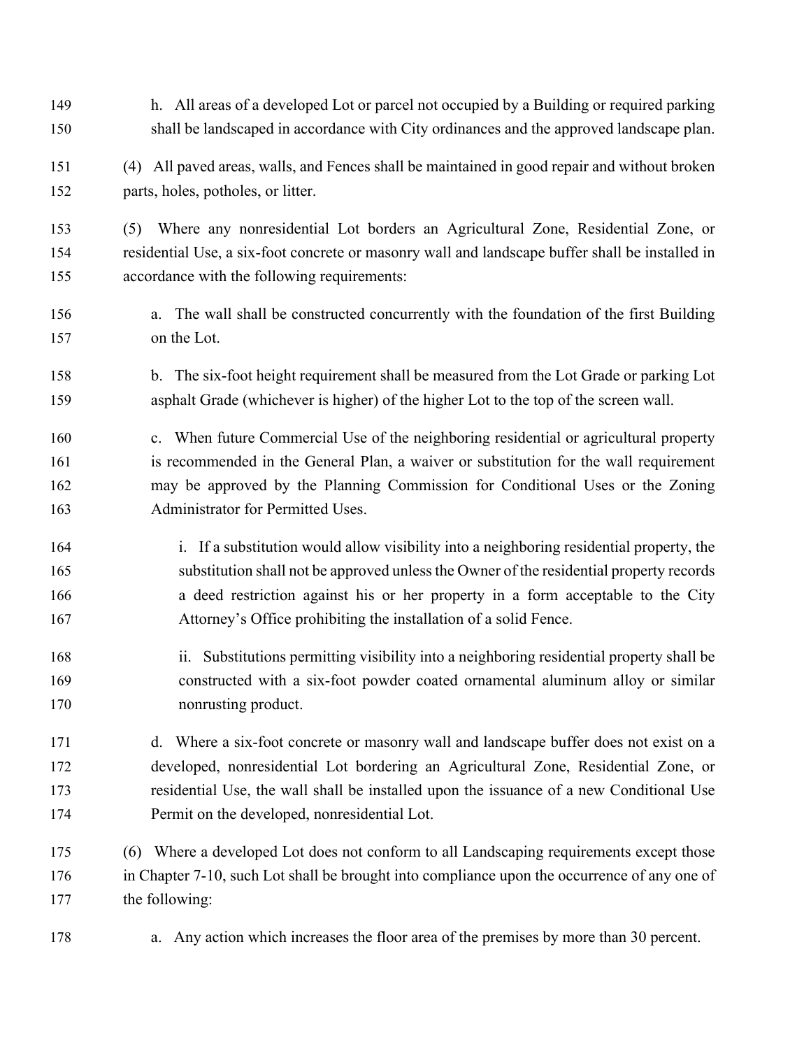h. All areas of a developed Lot or parcel not occupied by a Building or required parking shall be landscaped in accordance with City ordinances and the approved landscape plan.

(4) All paved areas, walls, and Fences shall be maintained in good repair and without broken parts, holes, potholes, or litter.

(5) Where any nonresidential Lot borders an Agricultural Zone, Residential Zone, or residential Use, a six-foot concrete or masonry wall and landscape buffer shall be installed in accordance with the following requirements:

a. The wall shall be constructed concurrently with the foundation of the first Building on the Lot.

b. The six-foot height requirement shall be measured from the Lot Grade or parking Lot asphalt Grade (whichever is higher) of the higher Lot to the top of the screen wall.

c. When future Commercial Use of the neighboring residential or agricultural property is recommended in the General Plan, a waiver or substitution for the wall requirement may be approved by the Planning Commission for Conditional Uses or the Zoning Administrator for Permitted Uses.

i. If a substitution would allow visibility into a neighboring residential property, the substitution shall not be approved unless the Owner of the residential property records a deed restriction against his or her property in a form acceptable to the City Attorney's Office prohibiting the installation of a solid Fence.

ii. Substitutions permitting visibility into a neighboring residential property shall be constructed with a six-foot powder coated ornamental aluminum alloy or similar nonrusting product.

d. Where a six-foot concrete or masonry wall and landscape buffer does not exist on a developed, nonresidential Lot bordering an Agricultural Zone, Residential Zone, or residential Use, the wall shall be installed upon the issuance of a new Conditional Use Permit on the developed, nonresidential Lot.

(6) Where a developed Lot does not conform to all Landscaping requirements except those in Chapter 7-10, such Lot shall be brought into compliance upon the occurrence of any one of the following:

a. Any action which increases the floor area of the premises by more than 30 percent.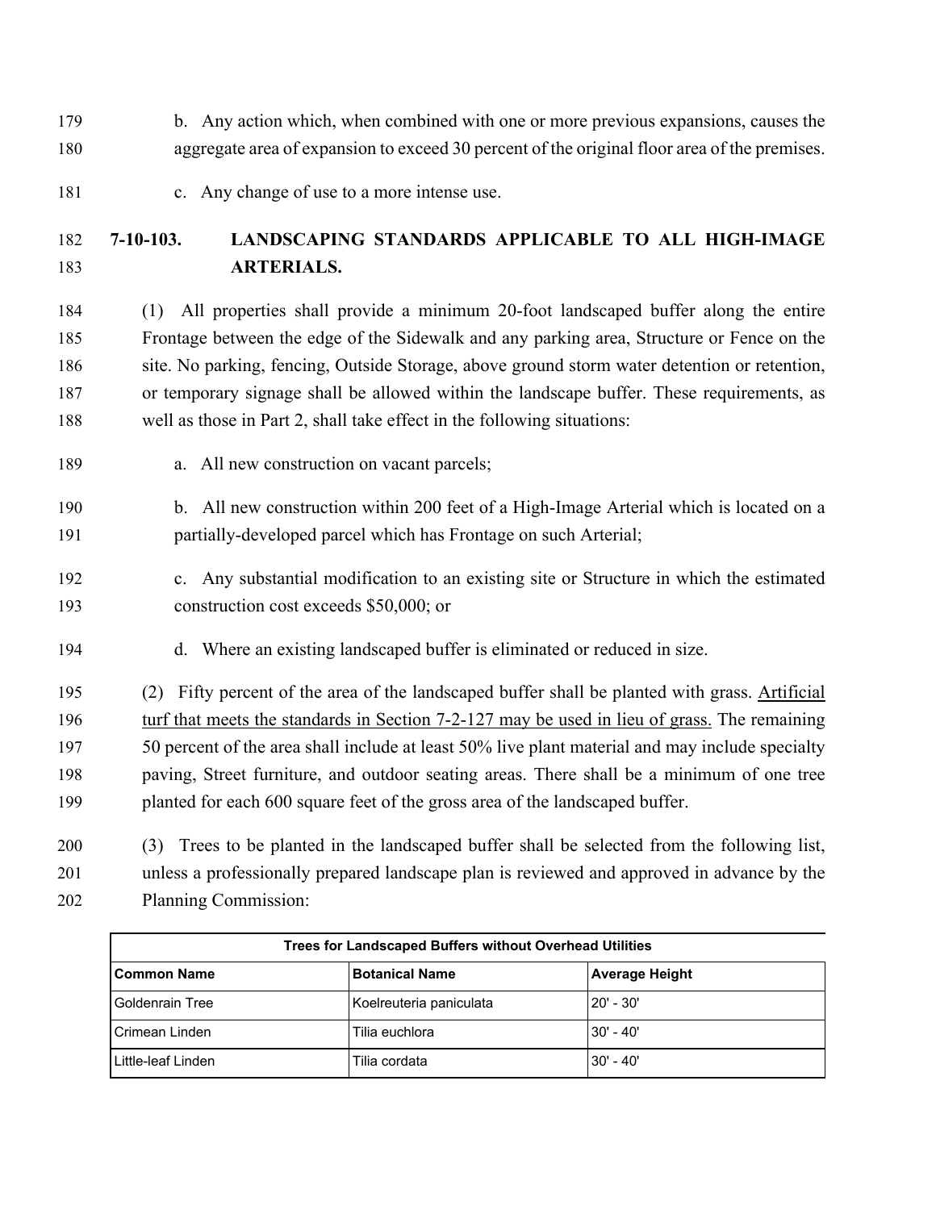b. Any action which, when combined with one or more previous expansions, causes the aggregate area of expansion to exceed 30 percent of the original floor area of the premises.

c. Any change of use to a more intense use.

## 7-10-103. LANDSCAPING STANDARDS APPLICABLE TO ALL HIGH-IMAGE ARTERIALS.

(1) All properties shall provide a minimum 20-foot landscaped buffer along the entire Frontage between the edge of the Sidewalk and any parking area, Structure or Fence on the site. No parking, fencing, Outside Storage, above ground storm water detention or retention, or temporary signage shall be allowed within the landscape buffer. These requirements, as well as those in Part 2, shall take effect in the following situations:

a. All new construction on vacant parcels;

b. All new construction within 200 feet of a High-Image Arterial which is located on a partially-developed parcel which has Frontage on such Arterial;

c. Any substantial modification to an existing site or Structure in which the estimated construction cost exceeds $50,000; or

d. Where an existing landscaped buffer is eliminated or reduced in size.

(2) Fifty percent of the area of the landscaped buffer shall be planted with grass. <u>Artificial turf that meets the standards in Section 7-2-127 may be used in lieu of grass.</u> The remaining 50 percent of the area shall include at least 50% live plant material and may include specialty paving, Street furniture, and outdoor seating areas. There shall be a minimum of one tree planted for each 600 square feet of the gross area of the landscaped buffer.

(3) Trees to be planted in the landscaped buffer shall be selected from the following list, unless a professionally prepared landscape plan is reviewed and approved in advance by the Planning Commission:

| **Trees for Landscaped Buffers without Overhead Utilities** | | |
|---|---|---|
| **Common Name** | **Botanical Name** | **Average Height** |
| Goldenrain Tree | Koelreuteria paniculata | 20' - 30' |
| Crimean Linden | Tilia euchlora | 30' - 40' |
| Little-leaf Linden | Tilia cordata | 30' - 40' |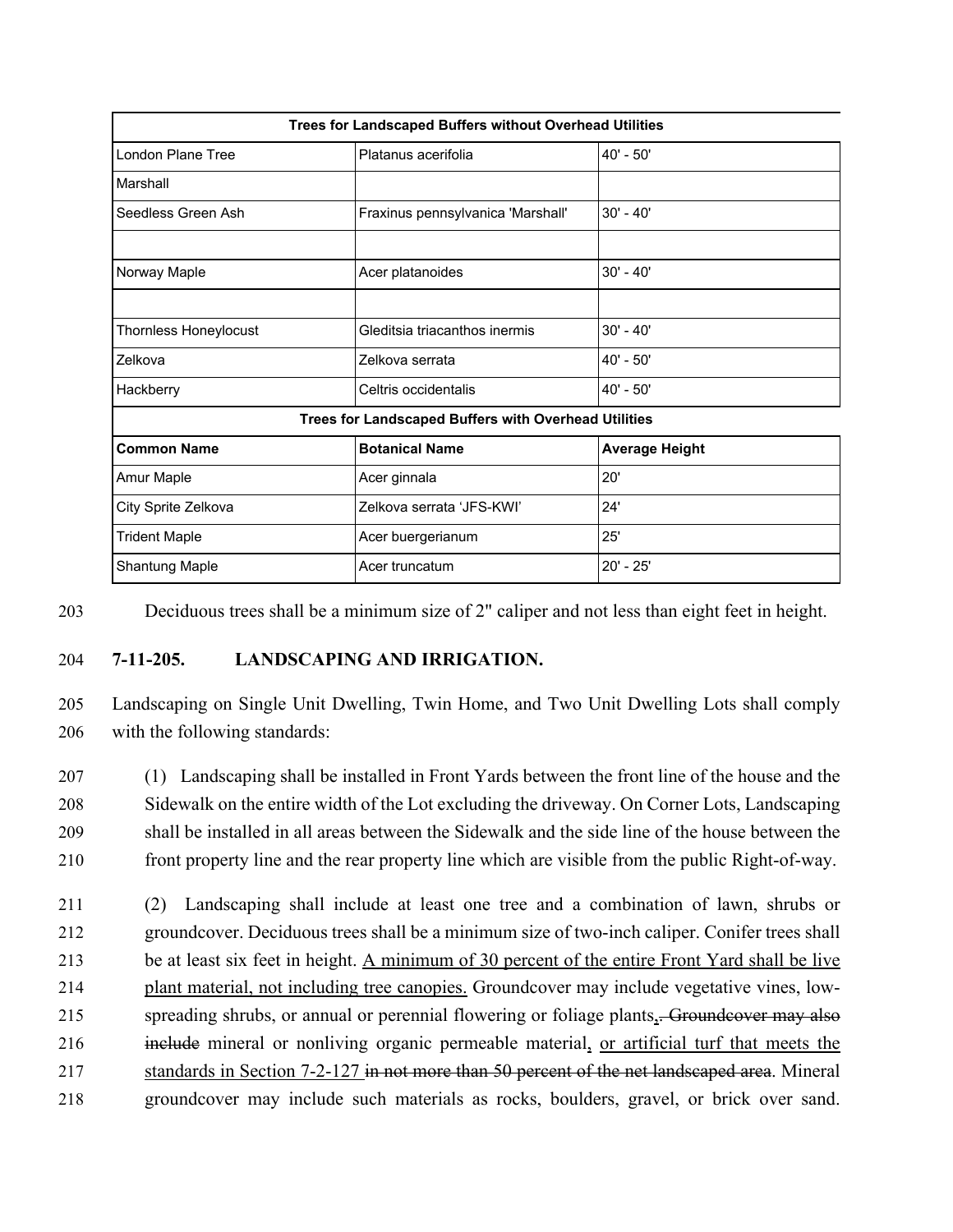| Trees for Landscaped Buffers without Overhead Utilities | | |
|---|---|---|
| London Plane Tree | Platanus acerifolia | 40' - 50' |
| Marshall | | |
| Seedless Green Ash | Fraxinus pennsylvanica 'Marshall' | 30' - 40' |
| | | |
| Norway Maple | Acer platanoides | 30' - 40' |
| | | |
| Thornless Honeylocust | Gleditsia triacanthos inermis | 30' - 40' |
| Zelkova | Zelkova serrata | 40' - 50' |
| Hackberry | Celtris occidentalis | 40' - 50' |
| **Trees for Landscaped Buffers with Overhead Utilities** | | |
| **Common Name** | **Botanical Name** | **Average Height** |
| Amur Maple | Acer ginnala | 20' |
| City Sprite Zelkova | Zelkova serrata 'JFS-KWI' | 24' |
| Trident Maple | Acer buergerianum | 25' |
| Shantung Maple | Acer truncatum | 20' - 25' |

Deciduous trees shall be a minimum size of 2" caliper and not less than eight feet in height.

**7-11-205. LANDSCAPING AND IRRIGATION.**

Landscaping on Single Unit Dwelling, Twin Home, and Two Unit Dwelling Lots shall comply with the following standards:

(1) Landscaping shall be installed in Front Yards between the front line of the house and the Sidewalk on the entire width of the Lot excluding the driveway. On Corner Lots, Landscaping shall be installed in all areas between the Sidewalk and the side line of the house between the front property line and the rear property line which are visible from the public Right-of-way.

(2) Landscaping shall include at least one tree and a combination of lawn, shrubs or groundcover. Deciduous trees shall be a minimum size of two-inch caliper. Conifer trees shall be at least six feet in height. A minimum of 30 percent of the entire Front Yard shall be live plant material, not including tree canopies. Groundcover may include vegetative vines, low-spreading shrubs, or annual or perennial flowering or foliage plants,. ~~Groundcover may also include~~ mineral or nonliving organic permeable material, or artificial turf that meets the standards in Section 7-2-127 ~~in not more than 50 percent of the net landscaped area~~. Mineral groundcover may include such materials as rocks, boulders, gravel, or brick over sand.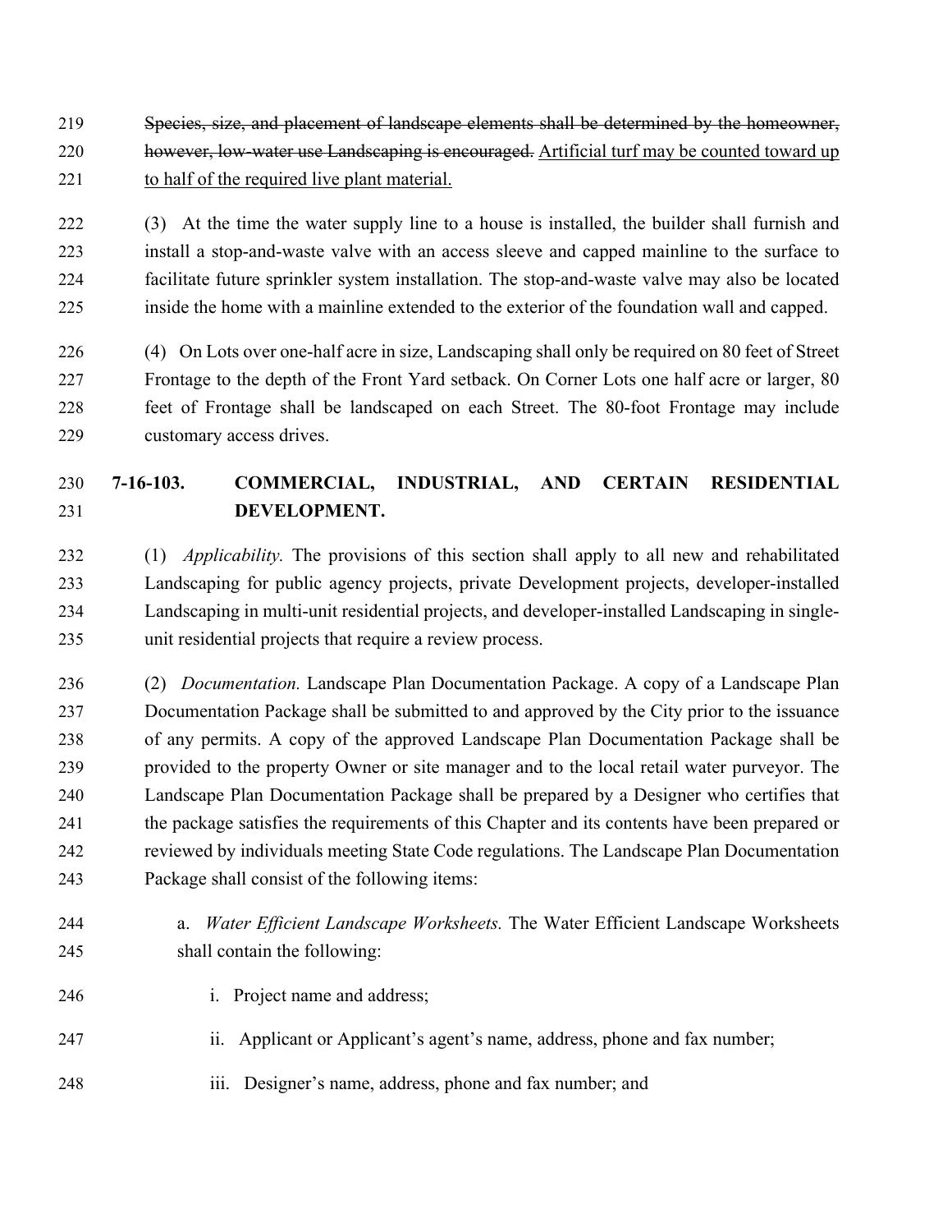~~Species, size, and placement of landscape elements shall be determined by the homeowner, however, low-water use Landscaping is encouraged.~~ <u>Artificial turf may be counted toward up to half of the required live plant material.</u>

(3) At the time the water supply line to a house is installed, the builder shall furnish and install a stop-and-waste valve with an access sleeve and capped mainline to the surface to facilitate future sprinkler system installation. The stop-and-waste valve may also be located inside the home with a mainline extended to the exterior of the foundation wall and capped.

(4) On Lots over one-half acre in size, Landscaping shall only be required on 80 feet of Street Frontage to the depth of the Front Yard setback. On Corner Lots one half acre or larger, 80 feet of Frontage shall be landscaped on each Street. The 80-foot Frontage may include customary access drives.

## 7-16-103. COMMERCIAL, INDUSTRIAL, AND CERTAIN RESIDENTIAL DEVELOPMENT.

(1) *Applicability.* The provisions of this section shall apply to all new and rehabilitated Landscaping for public agency projects, private Development projects, developer-installed Landscaping in multi-unit residential projects, and developer-installed Landscaping in single-unit residential projects that require a review process.

(2) *Documentation.* Landscape Plan Documentation Package. A copy of a Landscape Plan Documentation Package shall be submitted to and approved by the City prior to the issuance of any permits. A copy of the approved Landscape Plan Documentation Package shall be provided to the property Owner or site manager and to the local retail water purveyor. The Landscape Plan Documentation Package shall be prepared by a Designer who certifies that the package satisfies the requirements of this Chapter and its contents have been prepared or reviewed by individuals meeting State Code regulations. The Landscape Plan Documentation Package shall consist of the following items:

a. *Water Efficient Landscape Worksheets.* The Water Efficient Landscape Worksheets shall contain the following:

i. Project name and address;

ii. Applicant or Applicant's agent's name, address, phone and fax number;

iii. Designer's name, address, phone and fax number; and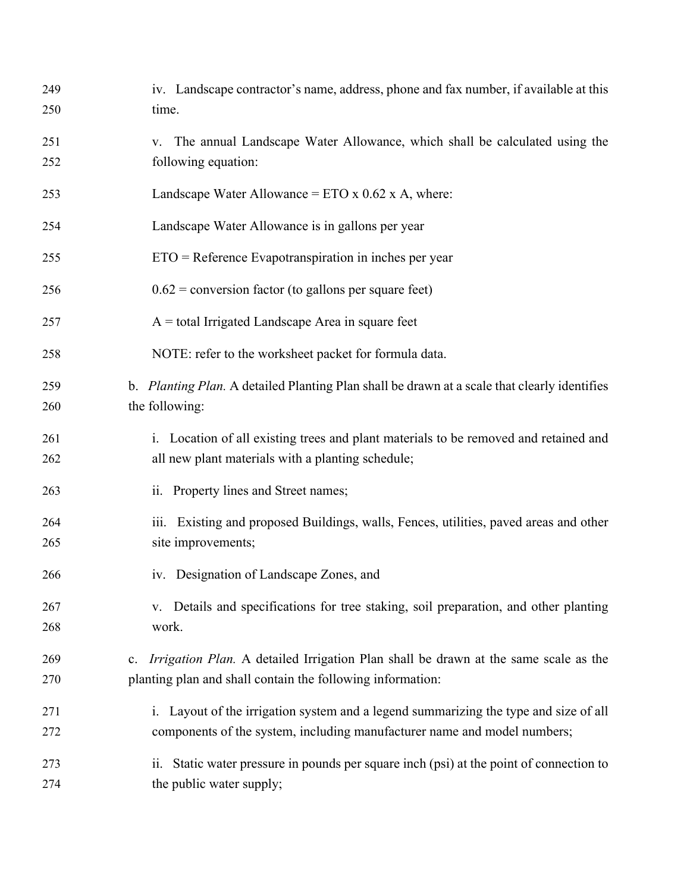iv. Landscape contractor's name, address, phone and fax number, if available at this time.

v. The annual Landscape Water Allowance, which shall be calculated using the following equation:

Landscape Water Allowance = ETO x 0.62 x A, where:

Landscape Water Allowance is in gallons per year

ETO = Reference Evapotranspiration in inches per year

0.62 = conversion factor (to gallons per square feet)

A = total Irrigated Landscape Area in square feet

NOTE: refer to the worksheet packet for formula data.

b. *Planting Plan.* A detailed Planting Plan shall be drawn at a scale that clearly identifies the following:

i. Location of all existing trees and plant materials to be removed and retained and all new plant materials with a planting schedule;

ii. Property lines and Street names;

iii. Existing and proposed Buildings, walls, Fences, utilities, paved areas and other site improvements;

iv. Designation of Landscape Zones, and

v. Details and specifications for tree staking, soil preparation, and other planting work.

c. *Irrigation Plan.* A detailed Irrigation Plan shall be drawn at the same scale as the planting plan and shall contain the following information:

i. Layout of the irrigation system and a legend summarizing the type and size of all components of the system, including manufacturer name and model numbers;

ii. Static water pressure in pounds per square inch (psi) at the point of connection to the public water supply;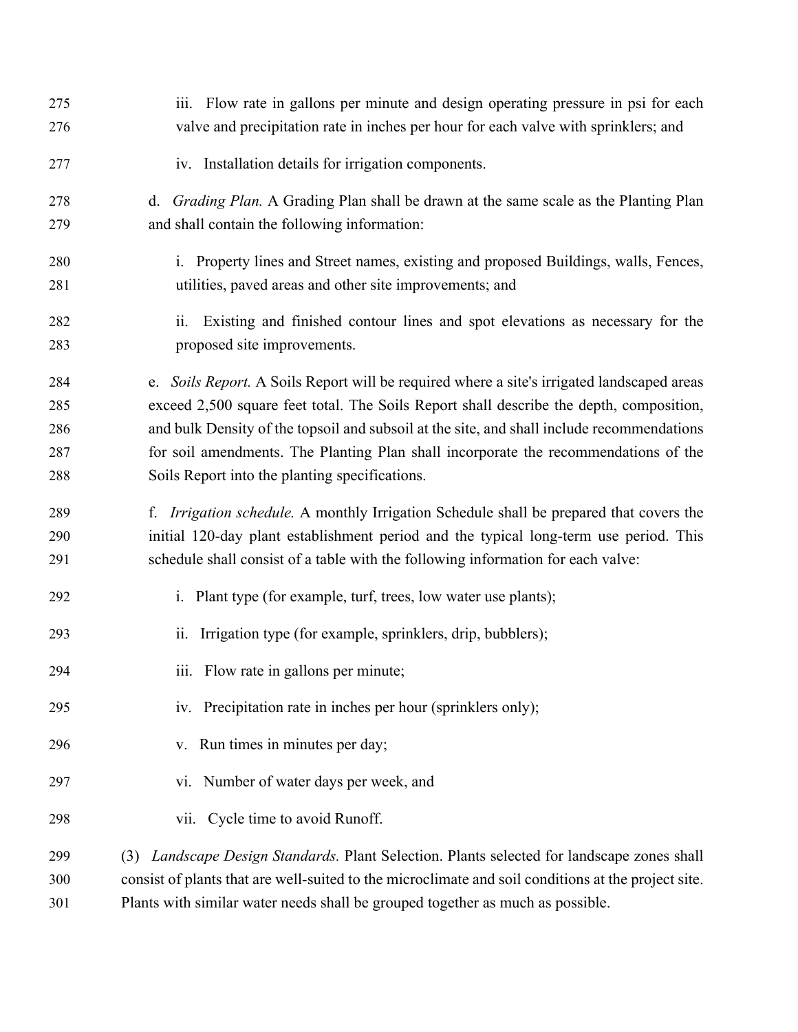iii. Flow rate in gallons per minute and design operating pressure in psi for each valve and precipitation rate in inches per hour for each valve with sprinklers; and

iv. Installation details for irrigation components.

d. *Grading Plan.* A Grading Plan shall be drawn at the same scale as the Planting Plan and shall contain the following information:

i. Property lines and Street names, existing and proposed Buildings, walls, Fences, utilities, paved areas and other site improvements; and

ii. Existing and finished contour lines and spot elevations as necessary for the proposed site improvements.

e. *Soils Report.* A Soils Report will be required where a site's irrigated landscaped areas exceed 2,500 square feet total. The Soils Report shall describe the depth, composition, and bulk Density of the topsoil and subsoil at the site, and shall include recommendations for soil amendments. The Planting Plan shall incorporate the recommendations of the Soils Report into the planting specifications.

f. *Irrigation schedule.* A monthly Irrigation Schedule shall be prepared that covers the initial 120-day plant establishment period and the typical long-term use period. This schedule shall consist of a table with the following information for each valve:

i. Plant type (for example, turf, trees, low water use plants);

ii. Irrigation type (for example, sprinklers, drip, bubblers);

iii. Flow rate in gallons per minute;

iv. Precipitation rate in inches per hour (sprinklers only);

v. Run times in minutes per day;

vi. Number of water days per week, and

vii. Cycle time to avoid Runoff.

(3) *Landscape Design Standards.* Plant Selection. Plants selected for landscape zones shall consist of plants that are well-suited to the microclimate and soil conditions at the project site. Plants with similar water needs shall be grouped together as much as possible.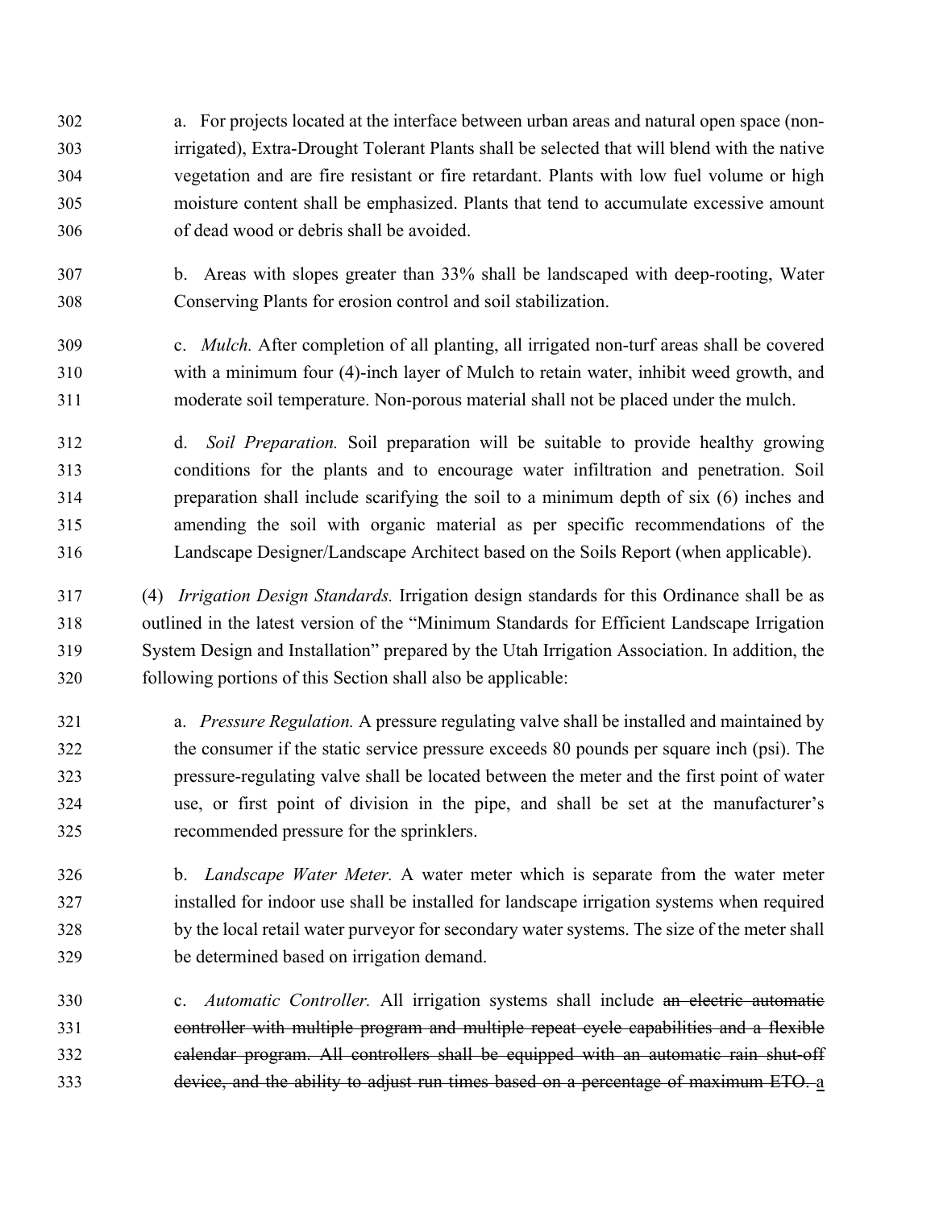a. For projects located at the interface between urban areas and natural open space (non-irrigated), Extra-Drought Tolerant Plants shall be selected that will blend with the native vegetation and are fire resistant or fire retardant. Plants with low fuel volume or high moisture content shall be emphasized. Plants that tend to accumulate excessive amount of dead wood or debris shall be avoided.

b. Areas with slopes greater than 33% shall be landscaped with deep-rooting, Water Conserving Plants for erosion control and soil stabilization.

c. *Mulch.* After completion of all planting, all irrigated non-turf areas shall be covered with a minimum four (4)-inch layer of Mulch to retain water, inhibit weed growth, and moderate soil temperature. Non-porous material shall not be placed under the mulch.

d. *Soil Preparation.* Soil preparation will be suitable to provide healthy growing conditions for the plants and to encourage water infiltration and penetration. Soil preparation shall include scarifying the soil to a minimum depth of six (6) inches and amending the soil with organic material as per specific recommendations of the Landscape Designer/Landscape Architect based on the Soils Report (when applicable).

(4) *Irrigation Design Standards.* Irrigation design standards for this Ordinance shall be as outlined in the latest version of the "Minimum Standards for Efficient Landscape Irrigation System Design and Installation" prepared by the Utah Irrigation Association. In addition, the following portions of this Section shall also be applicable:

a. *Pressure Regulation.* A pressure regulating valve shall be installed and maintained by the consumer if the static service pressure exceeds 80 pounds per square inch (psi). The pressure-regulating valve shall be located between the meter and the first point of water use, or first point of division in the pipe, and shall be set at the manufacturer's recommended pressure for the sprinklers.

b. *Landscape Water Meter.* A water meter which is separate from the water meter installed for indoor use shall be installed for landscape irrigation systems when required by the local retail water purveyor for secondary water systems. The size of the meter shall be determined based on irrigation demand.

c. *Automatic Controller.* All irrigation systems shall include ~~an electric automatic controller with multiple program and multiple repeat cycle capabilities and a flexible calendar program. All controllers shall be equipped with an automatic rain shut-off device, and the ability to adjust run times based on a percentage of maximum ETO.~~ <u>a</u>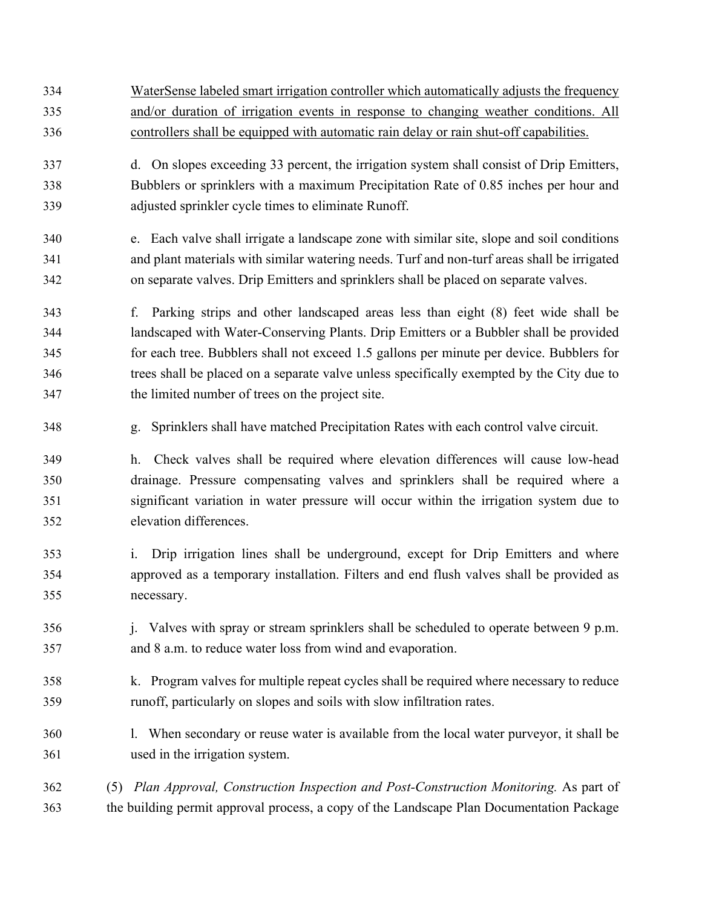<u>WaterSense labeled smart irrigation controller which automatically adjusts the frequency and/or duration of irrigation events in response to changing weather conditions. All controllers shall be equipped with automatic rain delay or rain shut-off capabilities.</u>

d. On slopes exceeding 33 percent, the irrigation system shall consist of Drip Emitters, Bubblers or sprinklers with a maximum Precipitation Rate of 0.85 inches per hour and adjusted sprinkler cycle times to eliminate Runoff.

e. Each valve shall irrigate a landscape zone with similar site, slope and soil conditions and plant materials with similar watering needs. Turf and non-turf areas shall be irrigated on separate valves. Drip Emitters and sprinklers shall be placed on separate valves.

f. Parking strips and other landscaped areas less than eight (8) feet wide shall be landscaped with Water-Conserving Plants. Drip Emitters or a Bubbler shall be provided for each tree. Bubblers shall not exceed 1.5 gallons per minute per device. Bubblers for trees shall be placed on a separate valve unless specifically exempted by the City due to the limited number of trees on the project site.

g. Sprinklers shall have matched Precipitation Rates with each control valve circuit.

h. Check valves shall be required where elevation differences will cause low-head drainage. Pressure compensating valves and sprinklers shall be required where a significant variation in water pressure will occur within the irrigation system due to elevation differences.

i. Drip irrigation lines shall be underground, except for Drip Emitters and where approved as a temporary installation. Filters and end flush valves shall be provided as necessary.

j. Valves with spray or stream sprinklers shall be scheduled to operate between 9 p.m. and 8 a.m. to reduce water loss from wind and evaporation.

k. Program valves for multiple repeat cycles shall be required where necessary to reduce runoff, particularly on slopes and soils with slow infiltration rates.

l. When secondary or reuse water is available from the local water purveyor, it shall be used in the irrigation system.

(5) *Plan Approval, Construction Inspection and Post-Construction Monitoring.* As part of the building permit approval process, a copy of the Landscape Plan Documentation Package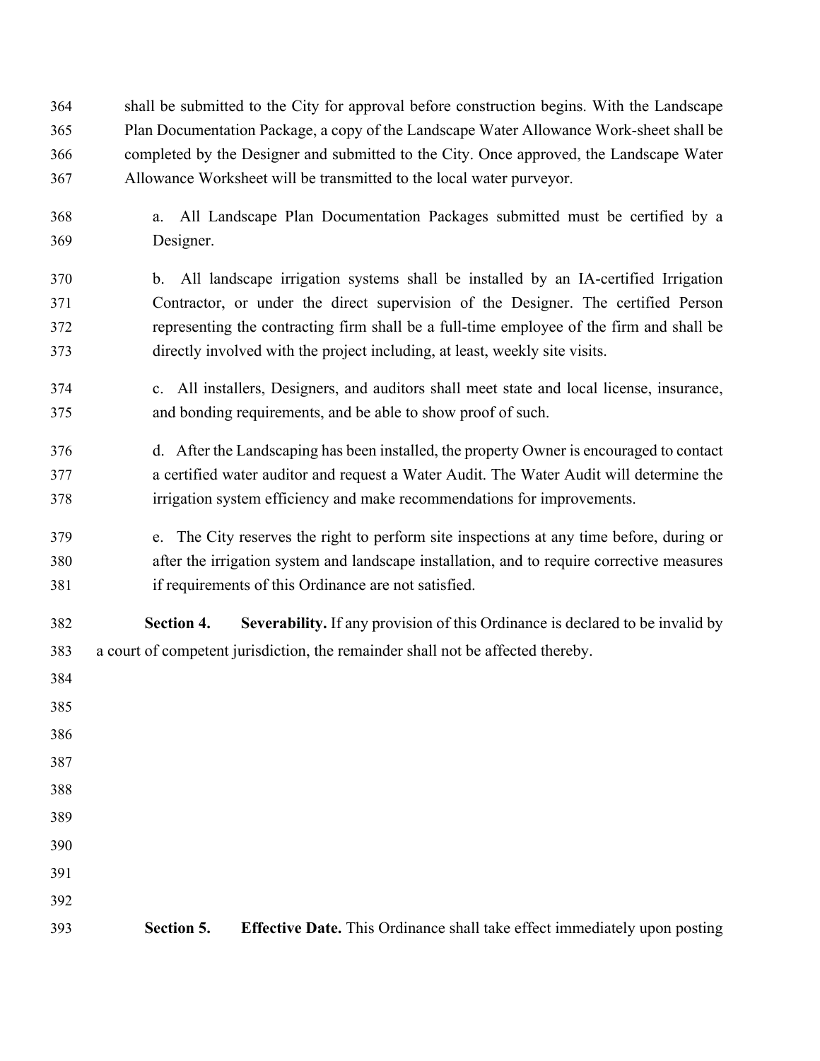shall be submitted to the City for approval before construction begins. With the Landscape Plan Documentation Package, a copy of the Landscape Water Allowance Work-sheet shall be completed by the Designer and submitted to the City. Once approved, the Landscape Water Allowance Worksheet will be transmitted to the local water purveyor.

a. All Landscape Plan Documentation Packages submitted must be certified by a Designer.

b. All landscape irrigation systems shall be installed by an IA-certified Irrigation Contractor, or under the direct supervision of the Designer. The certified Person representing the contracting firm shall be a full-time employee of the firm and shall be directly involved with the project including, at least, weekly site visits.

c. All installers, Designers, and auditors shall meet state and local license, insurance, and bonding requirements, and be able to show proof of such.

d. After the Landscaping has been installed, the property Owner is encouraged to contact a certified water auditor and request a Water Audit. The Water Audit will determine the irrigation system efficiency and make recommendations for improvements.

e. The City reserves the right to perform site inspections at any time before, during or after the irrigation system and landscape installation, and to require corrective measures if requirements of this Ordinance are not satisfied.

**Section 4. Severability.** If any provision of this Ordinance is declared to be invalid by a court of competent jurisdiction, the remainder shall not be affected thereby.

**Section 5. Effective Date.** This Ordinance shall take effect immediately upon posting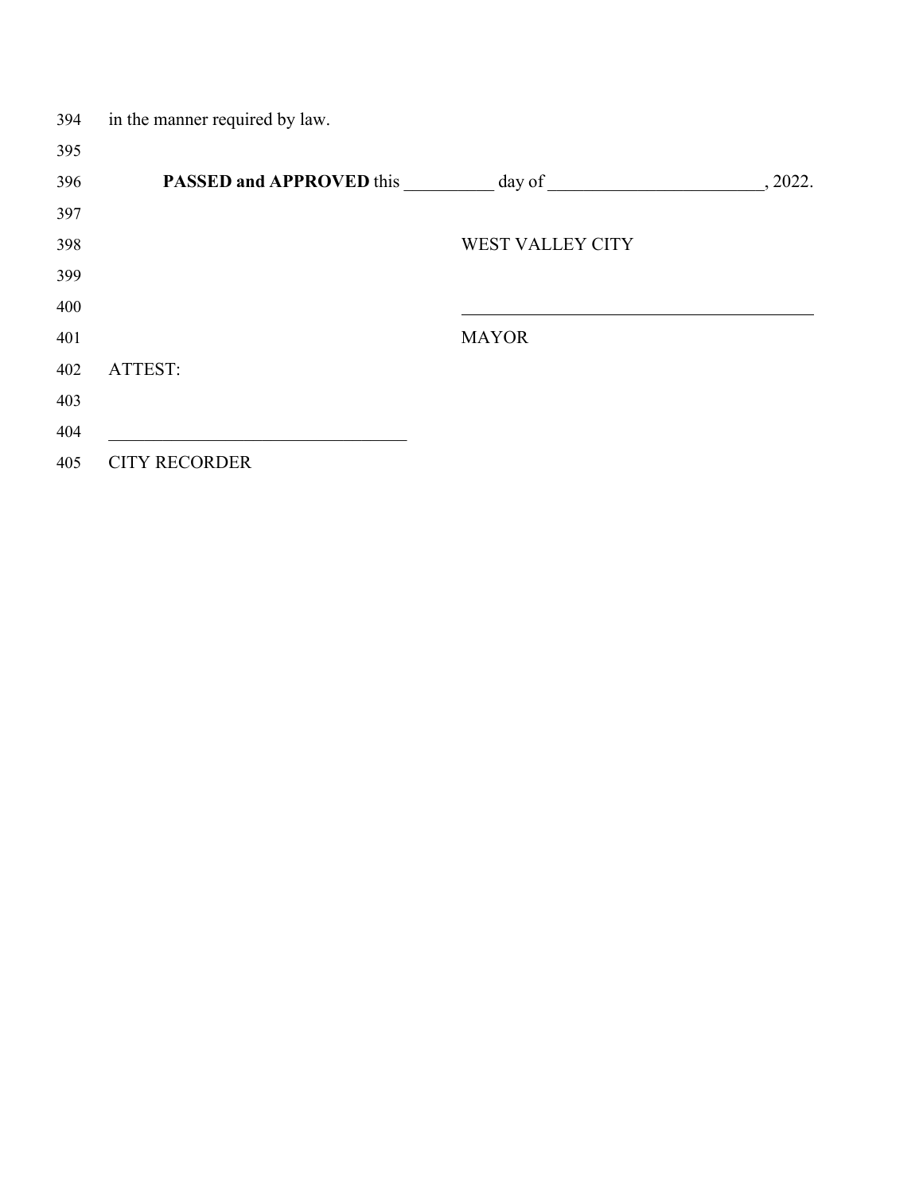in the manner required by law.

**PASSED and APPROVED** this __________ day of ________________________, 2022.

WEST VALLEY CITY

________________________________________

MAYOR

ATTEST:

__________________________________

CITY RECORDER